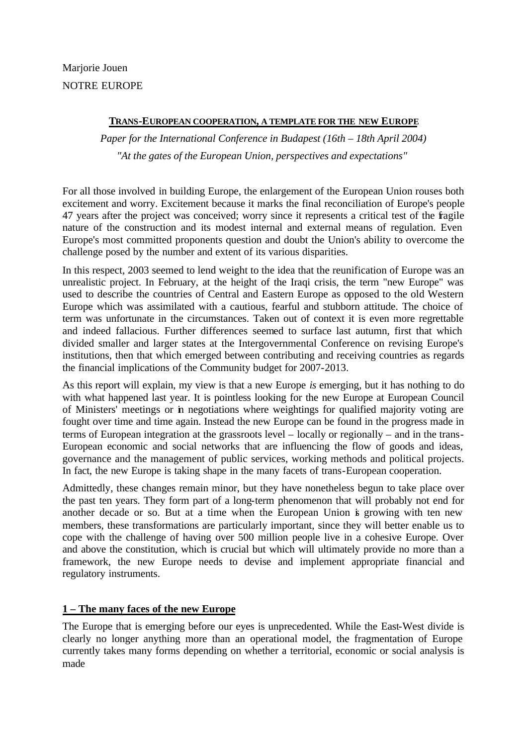Marjorie Jouen

NOTRE EUROPE

# TRANS-EUROPEAN COOPERATION, A TEMPLATE FOR THE NEW EUROPE

*Paper for the International Conference in Budapest (16th – 18th April 2004)*

*"At the gates of the European Union, perspectives and expectations"*

For all those involved in building Europe, the enlargement of the European Union rouses both excitement and worry. Excitement because it marks the final reconciliation of Europe's people 47 years after the project was conceived; worry since it represents a critical test of the fragile nature of the construction and its modest internal and external means of regulation. Even Europe's most committed proponents question and doubt the Union's ability to overcome the challenge posed by the number and extent of its various disparities.

In this respect, 2003 seemed to lend weight to the idea that the reunification of Europe was an unrealistic project. In February, at the height of the Iraqi crisis, the term "new Europe" was used to describe the countries of Central and Eastern Europe as opposed to the old Western Europe which was assimilated with a cautious, fearful and stubborn attitude. The choice of term was unfortunate in the circumstances. Taken out of context it is even more regrettable and indeed fallacious. Further differences seemed to surface last autumn, first that which divided smaller and larger states at the Intergovernmental Conference on revising Europe's institutions, then that which emerged between contributing and receiving countries as regards the financial implications of the Community budget for 2007-2013.

As this report will explain, my view is that a new Europe *is* emerging, but it has nothing to do with what happened last year. It is pointless looking for the new Europe at European Council of Ministers' meetings or in negotiations where weightings for qualified majority voting are fought over time and time again. Instead the new Europe can be found in the progress made in terms of European integration at the grassroots level – locally or regionally – and in the trans-European economic and social networks that are influencing the flow of goods and ideas, governance and the management of public services, working methods and political projects. In fact, the new Europe is taking shape in the many facets of trans-European cooperation.

Admittedly, these changes remain minor, but they have nonetheless begun to take place over the past ten years. They form part of a long-term phenomenon that will probably not end for another decade or so. But at a time when the European Union is growing with ten new members, these transformations are particularly important, since they will better enable us to cope with the challenge of having over 500 million people live in a cohesive Europe. Over and above the constitution, which is crucial but which will ultimately provide no more than a framework, the new Europe needs to devise and implement appropriate financial and regulatory instruments.

## 1 – The many faces of the new Europe

The Europe that is emerging before our eyes is unprecedented. While the East-West divide is clearly no longer anything more than an operational model, the fragmentation of Europe currently takes many forms depending on whether a territorial, economic or social analysis is made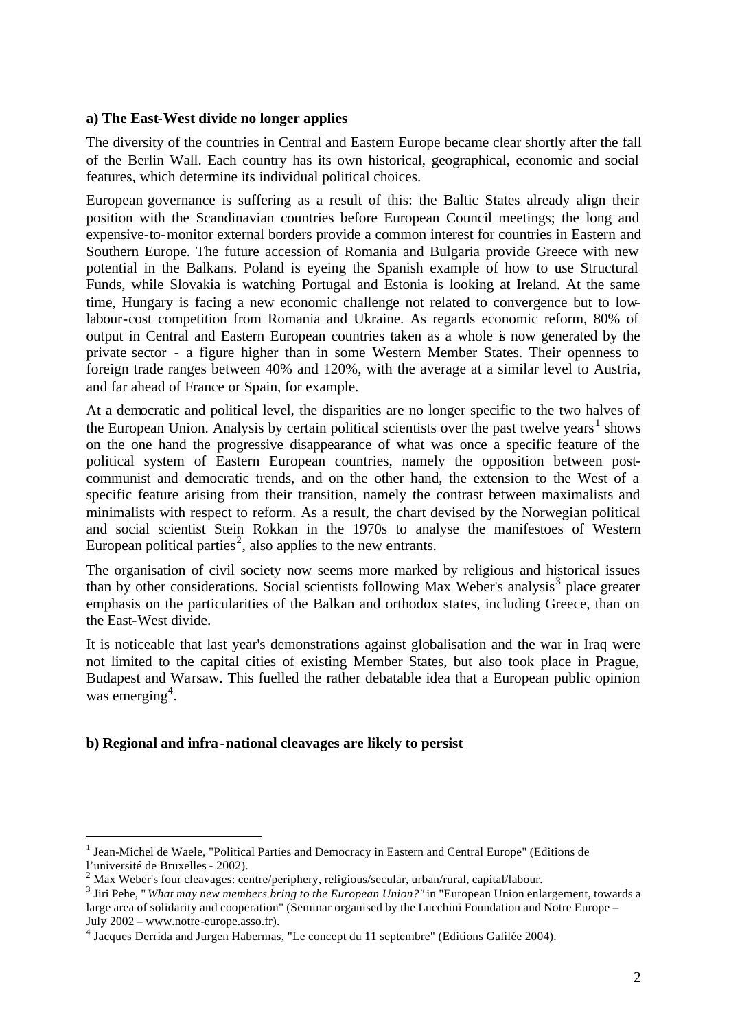**a) The East-West divide no longer applies**

The diversity of the countries in Central and Eastern Europe became clear shortly after the fall of the Berlin Wall. Each country has its own historical, geographical, economic and social features, which determine its individual political choices.

European governance is suffering as a result of this: the Baltic States already align their position with the Scandinavian countries before European Council meetings; the long and expensive-to-monitor external borders provide a common interest for countries in Eastern and Southern Europe. The future accession of Romania and Bulgaria provide Greece with new potential in the Balkans. Poland is eyeing the Spanish example of how to use Structural Funds, while Slovakia is watching Portugal and Estonia is looking at Ireland. At the same time, Hungary is facing a new economic challenge not related to convergence but to low-labour-cost competition from Romania and Ukraine. As regards economic reform, 80% of output in Central and Eastern European countries taken as a whole is now generated by the private sector - a figure higher than in some Western Member States. Their openness to foreign trade ranges between 40% and 120%, with the average at a similar level to Austria, and far ahead of France or Spain, for example.

At a democratic and political level, the disparities are no longer specific to the two halves of the European Union. Analysis by certain political scientists over the past twelve years[1] shows on the one hand the progressive disappearance of what was once a specific feature of the political system of Eastern European countries, namely the opposition between post-communist and democratic trends, and on the other hand, the extension to the West of a specific feature arising from their transition, namely the contrast between maximalists and minimalists with respect to reform. As a result, the chart devised by the Norwegian political and social scientist Stein Rokkan in the 1970s to analyse the manifestoes of Western European political parties[2], also applies to the new entrants.

The organisation of civil society now seems more marked by religious and historical issues than by other considerations. Social scientists following Max Weber's analysis[3] place greater emphasis on the particularities of the Balkan and orthodox states, including Greece, than on the East-West divide.

It is noticeable that last year's demonstrations against globalisation and the war in Iraq were not limited to the capital cities of existing Member States, but also took place in Prague, Budapest and Warsaw. This fuelled the rather debatable idea that a European public opinion was emerging[4].

**b) Regional and infra-national cleavages are likely to persist**

---

[1] Jean-Michel de Waele, "Political Parties and Democracy in Eastern and Central Europe" (Editions de l'université de Bruxelles - 2002).

[2] Max Weber's four cleavages: centre/periphery, religious/secular, urban/rural, capital/labour.

[3] Jiri Pehe, "*What may new members bring to the European Union?*" in "European Union enlargement, towards a large area of solidarity and cooperation" (Seminar organised by the Lucchini Foundation and Notre Europe – July 2002 – www.notre-europe.asso.fr).

[4] Jacques Derrida and Jurgen Habermas, "Le concept du 11 septembre" (Editions Galilée 2004).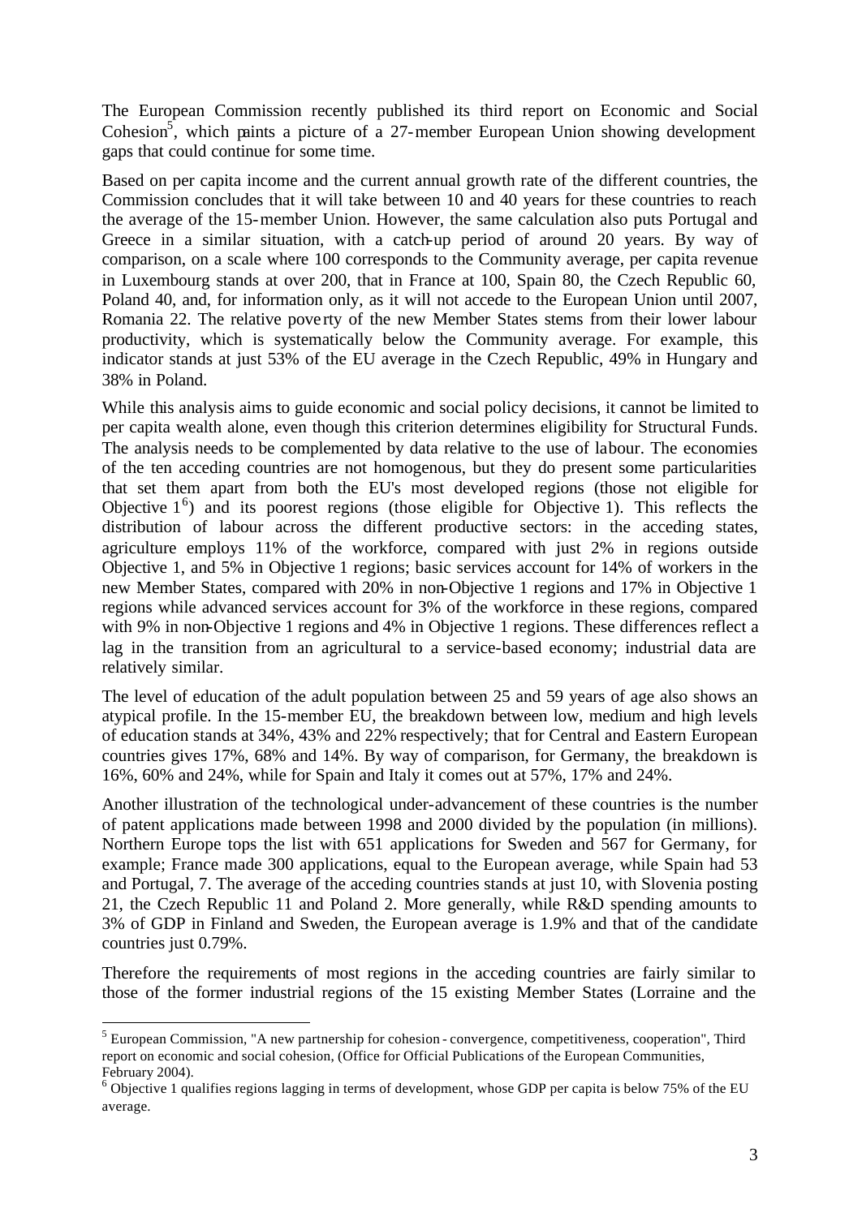The European Commission recently published its third report on Economic and Social Cohesion[5], which paints a picture of a 27-member European Union showing development gaps that could continue for some time.

Based on per capita income and the current annual growth rate of the different countries, the Commission concludes that it will take between 10 and 40 years for these countries to reach the average of the 15-member Union. However, the same calculation also puts Portugal and Greece in a similar situation, with a catch-up period of around 20 years. By way of comparison, on a scale where 100 corresponds to the Community average, per capita revenue in Luxembourg stands at over 200, that in France at 100, Spain 80, the Czech Republic 60, Poland 40, and, for information only, as it will not accede to the European Union until 2007, Romania 22. The relative poverty of the new Member States stems from their lower labour productivity, which is systematically below the Community average. For example, this indicator stands at just 53% of the EU average in the Czech Republic, 49% in Hungary and 38% in Poland.

While this analysis aims to guide economic and social policy decisions, it cannot be limited to per capita wealth alone, even though this criterion determines eligibility for Structural Funds. The analysis needs to be complemented by data relative to the use of labour. The economies of the ten acceding countries are not homogenous, but they do present some particularities that set them apart from both the EU's most developed regions (those not eligible for Objective 1[6]) and its poorest regions (those eligible for Objective 1). This reflects the distribution of labour across the different productive sectors: in the acceding states, agriculture employs 11% of the workforce, compared with just 2% in regions outside Objective 1, and 5% in Objective 1 regions; basic services account for 14% of workers in the new Member States, compared with 20% in non-Objective 1 regions and 17% in Objective 1 regions while advanced services account for 3% of the workforce in these regions, compared with 9% in non-Objective 1 regions and 4% in Objective 1 regions. These differences reflect a lag in the transition from an agricultural to a service-based economy; industrial data are relatively similar.

The level of education of the adult population between 25 and 59 years of age also shows an atypical profile. In the 15-member EU, the breakdown between low, medium and high levels of education stands at 34%, 43% and 22% respectively; that for Central and Eastern European countries gives 17%, 68% and 14%. By way of comparison, for Germany, the breakdown is 16%, 60% and 24%, while for Spain and Italy it comes out at 57%, 17% and 24%.

Another illustration of the technological under-advancement of these countries is the number of patent applications made between 1998 and 2000 divided by the population (in millions). Northern Europe tops the list with 651 applications for Sweden and 567 for Germany, for example; France made 300 applications, equal to the European average, while Spain had 53 and Portugal, 7. The average of the acceding countries stands at just 10, with Slovenia posting 21, the Czech Republic 11 and Poland 2. More generally, while R&D spending amounts to 3% of GDP in Finland and Sweden, the European average is 1.9% and that of the candidate countries just 0.79%.

Therefore the requirements of most regions in the acceding countries are fairly similar to those of the former industrial regions of the 15 existing Member States (Lorraine and the

---

[5] European Commission, "A new partnership for cohesion - convergence, competitiveness, cooperation", Third report on economic and social cohesion, (Office for Official Publications of the European Communities, February 2004).

[6] Objective 1 qualifies regions lagging in terms of development, whose GDP per capita is below 75% of the EU average.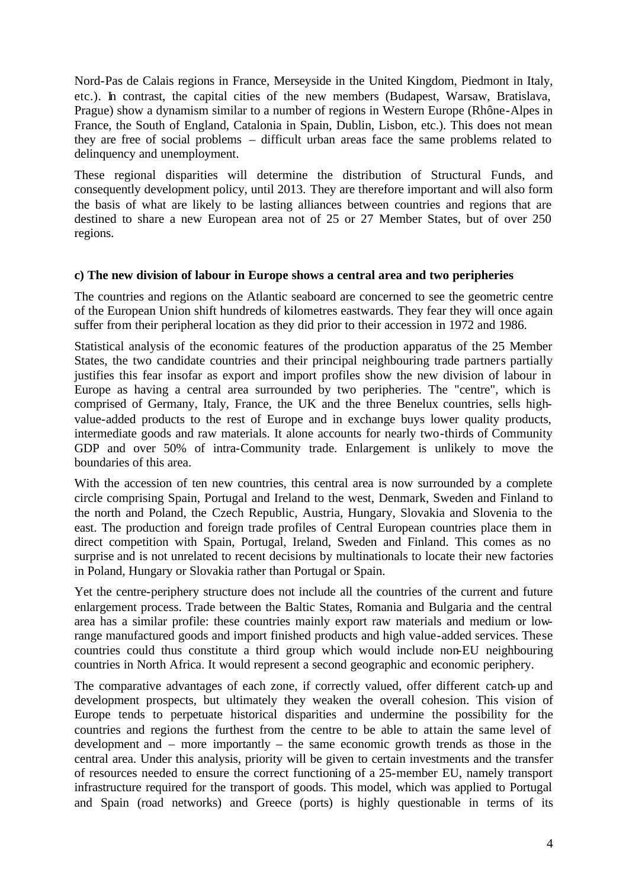Nord-Pas de Calais regions in France, Merseyside in the United Kingdom, Piedmont in Italy, etc.). In contrast, the capital cities of the new members (Budapest, Warsaw, Bratislava, Prague) show a dynamism similar to a number of regions in Western Europe (Rhône-Alpes in France, the South of England, Catalonia in Spain, Dublin, Lisbon, etc.). This does not mean they are free of social problems – difficult urban areas face the same problems related to delinquency and unemployment.

These regional disparities will determine the distribution of Structural Funds, and consequently development policy, until 2013. They are therefore important and will also form the basis of what are likely to be lasting alliances between countries and regions that are destined to share a new European area not of 25 or 27 Member States, but of over 250 regions.

**c) The new division of labour in Europe shows a central area and two peripheries**

The countries and regions on the Atlantic seaboard are concerned to see the geometric centre of the European Union shift hundreds of kilometres eastwards. They fear they will once again suffer from their peripheral location as they did prior to their accession in 1972 and 1986.

Statistical analysis of the economic features of the production apparatus of the 25 Member States, the two candidate countries and their principal neighbouring trade partners partially justifies this fear insofar as export and import profiles show the new division of labour in Europe as having a central area surrounded by two peripheries. The "centre", which is comprised of Germany, Italy, France, the UK and the three Benelux countries, sells high-value-added products to the rest of Europe and in exchange buys lower quality products, intermediate goods and raw materials. It alone accounts for nearly two-thirds of Community GDP and over 50% of intra-Community trade. Enlargement is unlikely to move the boundaries of this area.

With the accession of ten new countries, this central area is now surrounded by a complete circle comprising Spain, Portugal and Ireland to the west, Denmark, Sweden and Finland to the north and Poland, the Czech Republic, Austria, Hungary, Slovakia and Slovenia to the east. The production and foreign trade profiles of Central European countries place them in direct competition with Spain, Portugal, Ireland, Sweden and Finland. This comes as no surprise and is not unrelated to recent decisions by multinationals to locate their new factories in Poland, Hungary or Slovakia rather than Portugal or Spain.

Yet the centre-periphery structure does not include all the countries of the current and future enlargement process. Trade between the Baltic States, Romania and Bulgaria and the central area has a similar profile: these countries mainly export raw materials and medium or low-range manufactured goods and import finished products and high value-added services. These countries could thus constitute a third group which would include non-EU neighbouring countries in North Africa. It would represent a second geographic and economic periphery.

The comparative advantages of each zone, if correctly valued, offer different catch-up and development prospects, but ultimately they weaken the overall cohesion. This vision of Europe tends to perpetuate historical disparities and undermine the possibility for the countries and regions the furthest from the centre to be able to attain the same level of development and – more importantly – the same economic growth trends as those in the central area. Under this analysis, priority will be given to certain investments and the transfer of resources needed to ensure the correct functioning of a 25-member EU, namely transport infrastructure required for the transport of goods. This model, which was applied to Portugal and Spain (road networks) and Greece (ports) is highly questionable in terms of its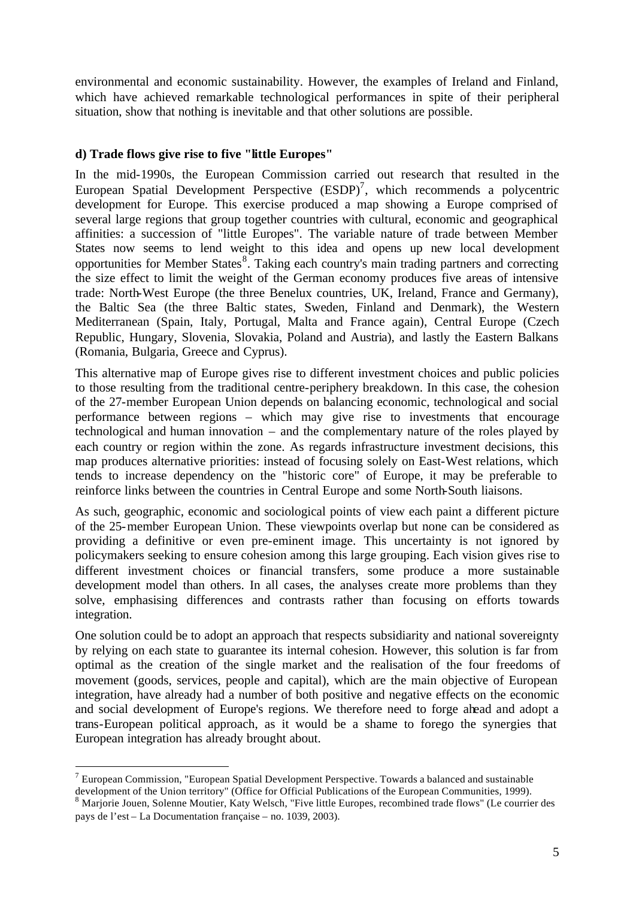environmental and economic sustainability. However, the examples of Ireland and Finland, which have achieved remarkable technological performances in spite of their peripheral situation, show that nothing is inevitable and that other solutions are possible.

### d) Trade flows give rise to five "little Europes"

In the mid-1990s, the European Commission carried out research that resulted in the European Spatial Development Perspective (ESDP)[7], which recommends a polycentric development for Europe. This exercise produced a map showing a Europe comprised of several large regions that group together countries with cultural, economic and geographical affinities: a succession of "little Europes". The variable nature of trade between Member States now seems to lend weight to this idea and opens up new local development opportunities for Member States[8]. Taking each country's main trading partners and correcting the size effect to limit the weight of the German economy produces five areas of intensive trade: North-West Europe (the three Benelux countries, UK, Ireland, France and Germany), the Baltic Sea (the three Baltic states, Sweden, Finland and Denmark), the Western Mediterranean (Spain, Italy, Portugal, Malta and France again), Central Europe (Czech Republic, Hungary, Slovenia, Slovakia, Poland and Austria), and lastly the Eastern Balkans (Romania, Bulgaria, Greece and Cyprus).

This alternative map of Europe gives rise to different investment choices and public policies to those resulting from the traditional centre-periphery breakdown. In this case, the cohesion of the 27-member European Union depends on balancing economic, technological and social performance between regions – which may give rise to investments that encourage technological and human innovation – and the complementary nature of the roles played by each country or region within the zone. As regards infrastructure investment decisions, this map produces alternative priorities: instead of focusing solely on East-West relations, which tends to increase dependency on the "historic core" of Europe, it may be preferable to reinforce links between the countries in Central Europe and some North-South liaisons.

As such, geographic, economic and sociological points of view each paint a different picture of the 25-member European Union. These viewpoints overlap but none can be considered as providing a definitive or even pre-eminent image. This uncertainty is not ignored by policymakers seeking to ensure cohesion among this large grouping. Each vision gives rise to different investment choices or financial transfers, some produce a more sustainable development model than others. In all cases, the analyses create more problems than they solve, emphasising differences and contrasts rather than focusing on efforts towards integration.

One solution could be to adopt an approach that respects subsidiarity and national sovereignty by relying on each state to guarantee its internal cohesion. However, this solution is far from optimal as the creation of the single market and the realisation of the four freedoms of movement (goods, services, people and capital), which are the main objective of European integration, have already had a number of both positive and negative effects on the economic and social development of Europe's regions. We therefore need to forge ahead and adopt a trans-European political approach, as it would be a shame to forego the synergies that European integration has already brought about.

---

[7] European Commission, "European Spatial Development Perspective. Towards a balanced and sustainable development of the Union territory" (Office for Official Publications of the European Communities, 1999).

[8] Marjorie Jouen, Solenne Moutier, Katy Welsch, "Five little Europes, recombined trade flows" (Le courrier des pays de l'est – La Documentation française – no. 1039, 2003).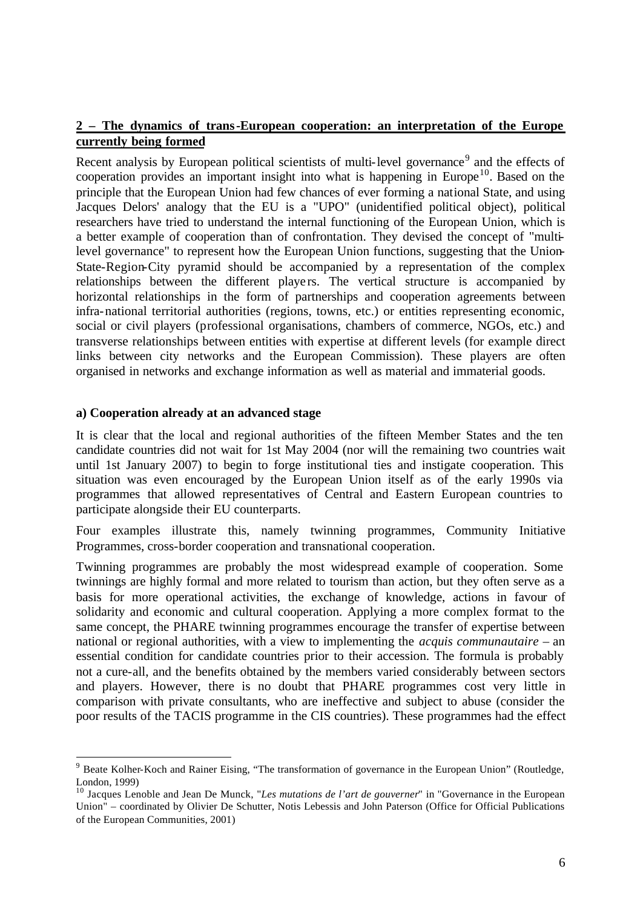## 2 – The dynamics of trans-European cooperation: an interpretation of the Europe currently being formed

Recent analysis by European political scientists of multi-level governance[9] and the effects of cooperation provides an important insight into what is happening in Europe[10]. Based on the principle that the European Union had few chances of ever forming a national State, and using Jacques Delors' analogy that the EU is a "UPO" (unidentified political object), political researchers have tried to understand the internal functioning of the European Union, which is a better example of cooperation than of confrontation. They devised the concept of "multi-level governance" to represent how the European Union functions, suggesting that the Union-State-Region-City pyramid should be accompanied by a representation of the complex relationships between the different players. The vertical structure is accompanied by horizontal relationships in the form of partnerships and cooperation agreements between infra-national territorial authorities (regions, towns, etc.) or entities representing economic, social or civil players (professional organisations, chambers of commerce, NGOs, etc.) and transverse relationships between entities with expertise at different levels (for example direct links between city networks and the European Commission). These players are often organised in networks and exchange information as well as material and immaterial goods.

### a) Cooperation already at an advanced stage

It is clear that the local and regional authorities of the fifteen Member States and the ten candidate countries did not wait for 1st May 2004 (nor will the remaining two countries wait until 1st January 2007) to begin to forge institutional ties and instigate cooperation. This situation was even encouraged by the European Union itself as of the early 1990s via programmes that allowed representatives of Central and Eastern European countries to participate alongside their EU counterparts.

Four examples illustrate this, namely twinning programmes, Community Initiative Programmes, cross-border cooperation and transnational cooperation.

Twinning programmes are probably the most widespread example of cooperation. Some twinnings are highly formal and more related to tourism than action, but they often serve as a basis for more operational activities, the exchange of knowledge, actions in favour of solidarity and economic and cultural cooperation. Applying a more complex format to the same concept, the PHARE twinning programmes encourage the transfer of expertise between national or regional authorities, with a view to implementing the *acquis communautaire* – an essential condition for candidate countries prior to their accession. The formula is probably not a cure-all, and the benefits obtained by the members varied considerably between sectors and players. However, there is no doubt that PHARE programmes cost very little in comparison with private consultants, who are ineffective and subject to abuse (consider the poor results of the TACIS programme in the CIS countries). These programmes had the effect

---

[9] Beate Kolher-Koch and Rainer Eising, "The transformation of governance in the European Union" (Routledge, London, 1999)

[10] Jacques Lenoble and Jean De Munck, "*Les mutations de l'art de gouverner*" in "Governance in the European Union" – coordinated by Olivier De Schutter, Notis Lebessis and John Paterson (Office for Official Publications of the European Communities, 2001)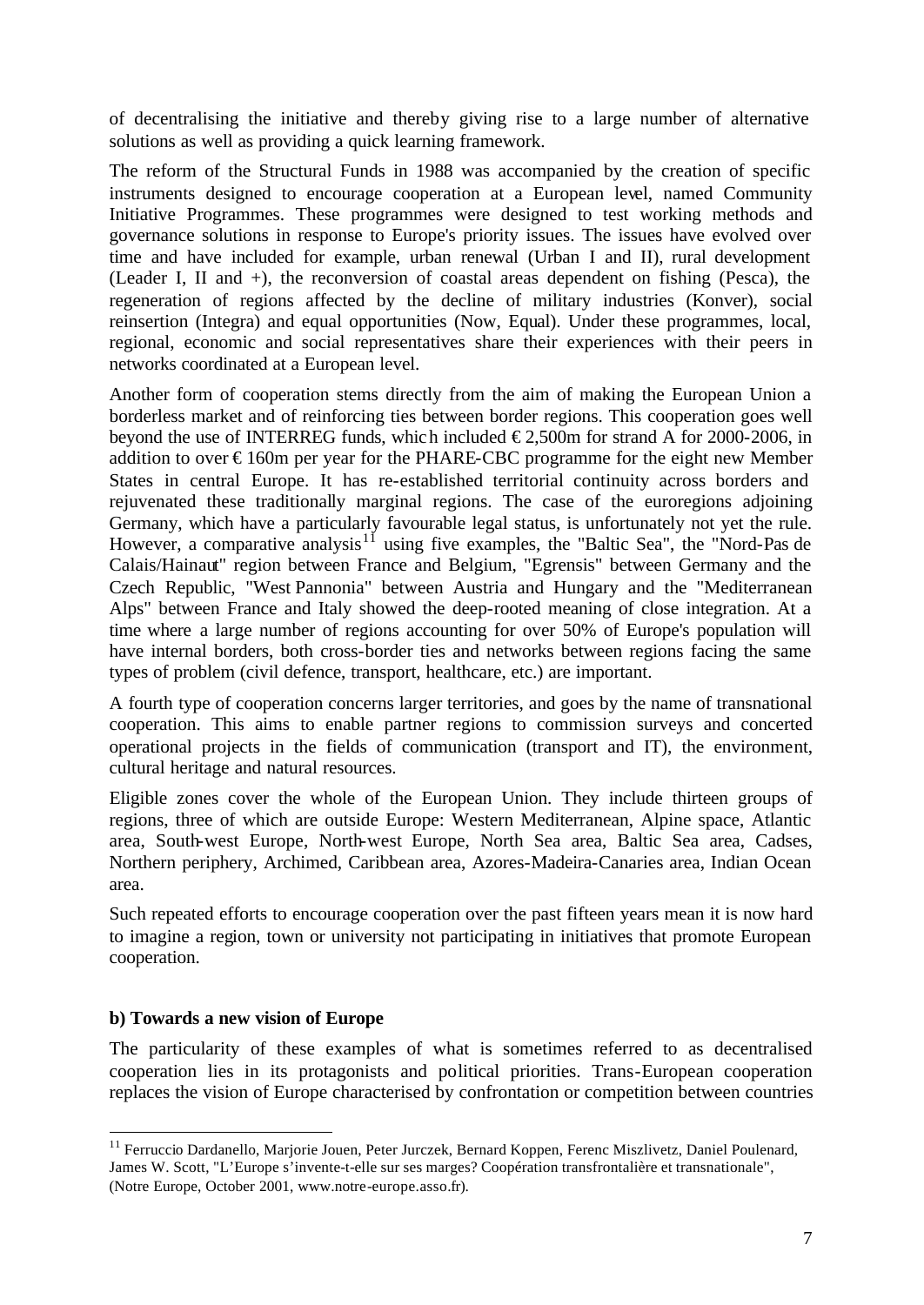of decentralising the initiative and thereby giving rise to a large number of alternative solutions as well as providing a quick learning framework.

The reform of the Structural Funds in 1988 was accompanied by the creation of specific instruments designed to encourage cooperation at a European level, named Community Initiative Programmes. These programmes were designed to test working methods and governance solutions in response to Europe's priority issues. The issues have evolved over time and have included for example, urban renewal (Urban I and II), rural development (Leader I, II and +), the reconversion of coastal areas dependent on fishing (Pesca), the regeneration of regions affected by the decline of military industries (Konver), social reinsertion (Integra) and equal opportunities (Now, Equal). Under these programmes, local, regional, economic and social representatives share their experiences with their peers in networks coordinated at a European level.

Another form of cooperation stems directly from the aim of making the European Union a borderless market and of reinforcing ties between border regions. This cooperation goes well beyond the use of INTERREG funds, which included € 2,500m for strand A for 2000-2006, in addition to over € 160m per year for the PHARE-CBC programme for the eight new Member States in central Europe. It has re-established territorial continuity across borders and rejuvenated these traditionally marginal regions. The case of the euroregions adjoining Germany, which have a particularly favourable legal status, is unfortunately not yet the rule. However, a comparative analysis[11] using five examples, the "Baltic Sea", the "Nord-Pas de Calais/Hainaut" region between France and Belgium, "Egrensis" between Germany and the Czech Republic, "West Pannonia" between Austria and Hungary and the "Mediterranean Alps" between France and Italy showed the deep-rooted meaning of close integration. At a time where a large number of regions accounting for over 50% of Europe's population will have internal borders, both cross-border ties and networks between regions facing the same types of problem (civil defence, transport, healthcare, etc.) are important.

A fourth type of cooperation concerns larger territories, and goes by the name of transnational cooperation. This aims to enable partner regions to commission surveys and concerted operational projects in the fields of communication (transport and IT), the environment, cultural heritage and natural resources.

Eligible zones cover the whole of the European Union. They include thirteen groups of regions, three of which are outside Europe: Western Mediterranean, Alpine space, Atlantic area, South-west Europe, North-west Europe, North Sea area, Baltic Sea area, Cadses, Northern periphery, Archimed, Caribbean area, Azores-Madeira-Canaries area, Indian Ocean area.

Such repeated efforts to encourage cooperation over the past fifteen years mean it is now hard to imagine a region, town or university not participating in initiatives that promote European cooperation.

### b) Towards a new vision of Europe

The particularity of these examples of what is sometimes referred to as decentralised cooperation lies in its protagonists and political priorities. Trans-European cooperation replaces the vision of Europe characterised by confrontation or competition between countries

[11] Ferruccio Dardanello, Marjorie Jouen, Peter Jurczek, Bernard Koppen, Ferenc Miszlivetz, Daniel Poulenard, James W. Scott, "L'Europe s'invente-t-elle sur ses marges? Coopération transfrontalière et transnationale", (Notre Europe, October 2001, www.notre-europe.asso.fr).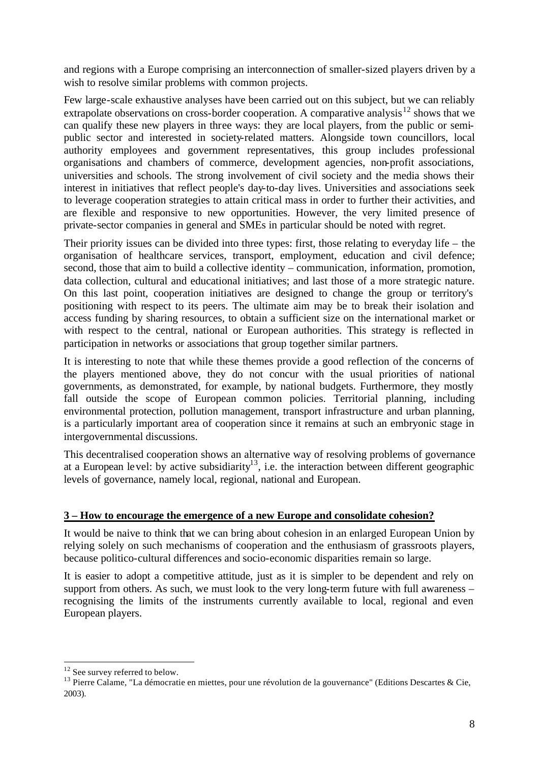and regions with a Europe comprising an interconnection of smaller-sized players driven by a wish to resolve similar problems with common projects.

Few large-scale exhaustive analyses have been carried out on this subject, but we can reliably extrapolate observations on cross-border cooperation. A comparative analysis[12] shows that we can qualify these new players in three ways: they are local players, from the public or semi-public sector and interested in society-related matters. Alongside town councillors, local authority employees and government representatives, this group includes professional organisations and chambers of commerce, development agencies, non-profit associations, universities and schools. The strong involvement of civil society and the media shows their interest in initiatives that reflect people's day-to-day lives. Universities and associations seek to leverage cooperation strategies to attain critical mass in order to further their activities, and are flexible and responsive to new opportunities. However, the very limited presence of private-sector companies in general and SMEs in particular should be noted with regret.

Their priority issues can be divided into three types: first, those relating to everyday life – the organisation of healthcare services, transport, employment, education and civil defence; second, those that aim to build a collective identity – communication, information, promotion, data collection, cultural and educational initiatives; and last those of a more strategic nature. On this last point, cooperation initiatives are designed to change the group or territory's positioning with respect to its peers. The ultimate aim may be to break their isolation and access funding by sharing resources, to obtain a sufficient size on the international market or with respect to the central, national or European authorities. This strategy is reflected in participation in networks or associations that group together similar partners.

It is interesting to note that while these themes provide a good reflection of the concerns of the players mentioned above, they do not concur with the usual priorities of national governments, as demonstrated, for example, by national budgets. Furthermore, they mostly fall outside the scope of European common policies. Territorial planning, including environmental protection, pollution management, transport infrastructure and urban planning, is a particularly important area of cooperation since it remains at such an embryonic stage in intergovernmental discussions.

This decentralised cooperation shows an alternative way of resolving problems of governance at a European level: by active subsidiarity[13], i.e. the interaction between different geographic levels of governance, namely local, regional, national and European.

## 3 – How to encourage the emergence of a new Europe and consolidate cohesion?

It would be naive to think that we can bring about cohesion in an enlarged European Union by relying solely on such mechanisms of cooperation and the enthusiasm of grassroots players, because politico-cultural differences and socio-economic disparities remain so large.

It is easier to adopt a competitive attitude, just as it is simpler to be dependent and rely on support from others. As such, we must look to the very long-term future with full awareness – recognising the limits of the instruments currently available to local, regional and even European players.

---

[12] See survey referred to below.

[13] Pierre Calame, "La démocratie en miettes, pour une révolution de la gouvernance" (Editions Descartes & Cie, 2003).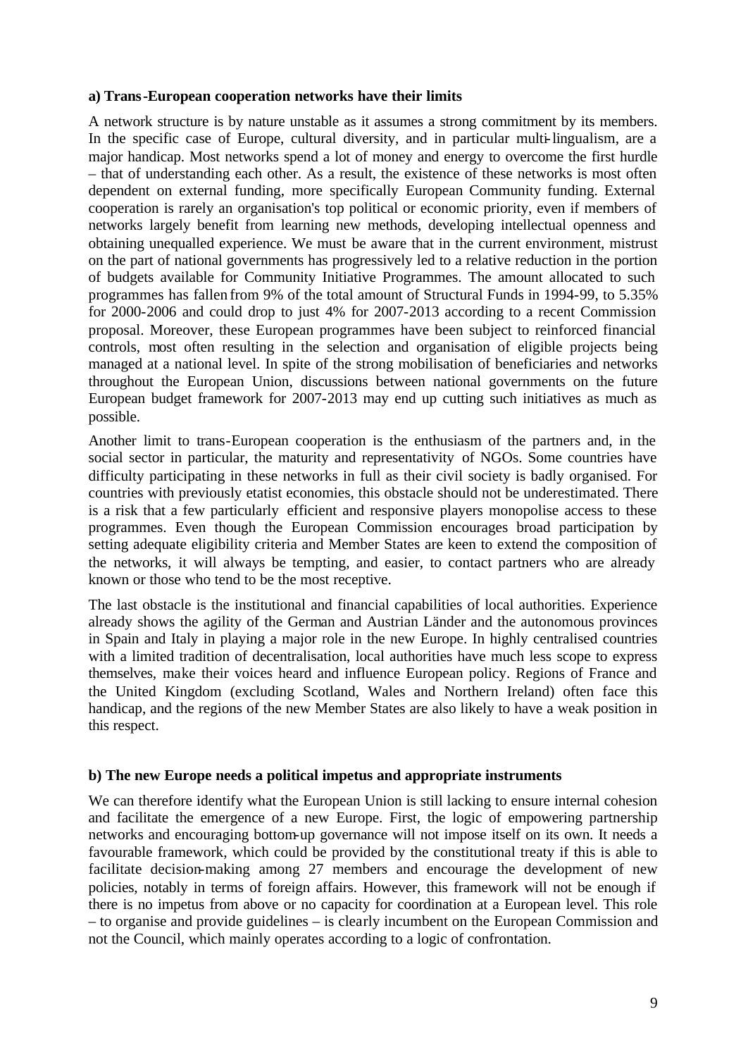**a) Trans-European cooperation networks have their limits**

A network structure is by nature unstable as it assumes a strong commitment by its members. In the specific case of Europe, cultural diversity, and in particular multi-lingualism, are a major handicap. Most networks spend a lot of money and energy to overcome the first hurdle – that of understanding each other. As a result, the existence of these networks is most often dependent on external funding, more specifically European Community funding. External cooperation is rarely an organisation's top political or economic priority, even if members of networks largely benefit from learning new methods, developing intellectual openness and obtaining unequalled experience. We must be aware that in the current environment, mistrust on the part of national governments has progressively led to a relative reduction in the portion of budgets available for Community Initiative Programmes. The amount allocated to such programmes has fallen from 9% of the total amount of Structural Funds in 1994-99, to 5.35% for 2000-2006 and could drop to just 4% for 2007-2013 according to a recent Commission proposal. Moreover, these European programmes have been subject to reinforced financial controls, most often resulting in the selection and organisation of eligible projects being managed at a national level. In spite of the strong mobilisation of beneficiaries and networks throughout the European Union, discussions between national governments on the future European budget framework for 2007-2013 may end up cutting such initiatives as much as possible.

Another limit to trans-European cooperation is the enthusiasm of the partners and, in the social sector in particular, the maturity and representativity of NGOs. Some countries have difficulty participating in these networks in full as their civil society is badly organised. For countries with previously etatist economies, this obstacle should not be underestimated. There is a risk that a few particularly efficient and responsive players monopolise access to these programmes. Even though the European Commission encourages broad participation by setting adequate eligibility criteria and Member States are keen to extend the composition of the networks, it will always be tempting, and easier, to contact partners who are already known or those who tend to be the most receptive.

The last obstacle is the institutional and financial capabilities of local authorities. Experience already shows the agility of the German and Austrian Länder and the autonomous provinces in Spain and Italy in playing a major role in the new Europe. In highly centralised countries with a limited tradition of decentralisation, local authorities have much less scope to express themselves, make their voices heard and influence European policy. Regions of France and the United Kingdom (excluding Scotland, Wales and Northern Ireland) often face this handicap, and the regions of the new Member States are also likely to have a weak position in this respect.

**b) The new Europe needs a political impetus and appropriate instruments**

We can therefore identify what the European Union is still lacking to ensure internal cohesion and facilitate the emergence of a new Europe. First, the logic of empowering partnership networks and encouraging bottom-up governance will not impose itself on its own. It needs a favourable framework, which could be provided by the constitutional treaty if this is able to facilitate decision-making among 27 members and encourage the development of new policies, notably in terms of foreign affairs. However, this framework will not be enough if there is no impetus from above or no capacity for coordination at a European level. This role – to organise and provide guidelines – is clearly incumbent on the European Commission and not the Council, which mainly operates according to a logic of confrontation.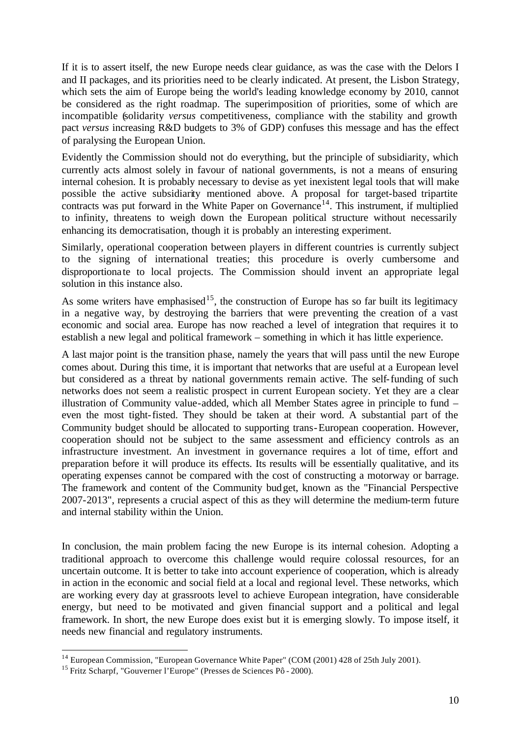If it is to assert itself, the new Europe needs clear guidance, as was the case with the Delors I and II packages, and its priorities need to be clearly indicated. At present, the Lisbon Strategy, which sets the aim of Europe being the world's leading knowledge economy by 2010, cannot be considered as the right roadmap. The superimposition of priorities, some of which are incompatible (solidarity *versus* competitiveness, compliance with the stability and growth pact *versus* increasing R&D budgets to 3% of GDP) confuses this message and has the effect of paralysing the European Union.

Evidently the Commission should not do everything, but the principle of subsidiarity, which currently acts almost solely in favour of national governments, is not a means of ensuring internal cohesion. It is probably necessary to devise as yet inexistent legal tools that will make possible the active subsidiarity mentioned above. A proposal for target-based tripartite contracts was put forward in the White Paper on Governance[14]. This instrument, if multiplied to infinity, threatens to weigh down the European political structure without necessarily enhancing its democratisation, though it is probably an interesting experiment.

Similarly, operational cooperation between players in different countries is currently subject to the signing of international treaties; this procedure is overly cumbersome and disproportionate to local projects. The Commission should invent an appropriate legal solution in this instance also.

As some writers have emphasised[15], the construction of Europe has so far built its legitimacy in a negative way, by destroying the barriers that were preventing the creation of a vast economic and social area. Europe has now reached a level of integration that requires it to establish a new legal and political framework – something in which it has little experience.

A last major point is the transition phase, namely the years that will pass until the new Europe comes about. During this time, it is important that networks that are useful at a European level but considered as a threat by national governments remain active. The self-funding of such networks does not seem a realistic prospect in current European society. Yet they are a clear illustration of Community value-added, which all Member States agree in principle to fund – even the most tight-fisted. They should be taken at their word. A substantial part of the Community budget should be allocated to supporting trans-European cooperation. However, cooperation should not be subject to the same assessment and efficiency controls as an infrastructure investment. An investment in governance requires a lot of time, effort and preparation before it will produce its effects. Its results will be essentially qualitative, and its operating expenses cannot be compared with the cost of constructing a motorway or barrage. The framework and content of the Community budget, known as the "Financial Perspective 2007-2013", represents a crucial aspect of this as they will determine the medium-term future and internal stability within the Union.

In conclusion, the main problem facing the new Europe is its internal cohesion. Adopting a traditional approach to overcome this challenge would require colossal resources, for an uncertain outcome. It is better to take into account experience of cooperation, which is already in action in the economic and social field at a local and regional level. These networks, which are working every day at grassroots level to achieve European integration, have considerable energy, but need to be motivated and given financial support and a political and legal framework. In short, the new Europe does exist but it is emerging slowly. To impose itself, it needs new financial and regulatory instruments.

---

[14] European Commission, "European Governance White Paper" (COM (2001) 428 of 25th July 2001).

[15] Fritz Scharpf, "Gouverner l'Europe" (Presses de Sciences Pô - 2000).